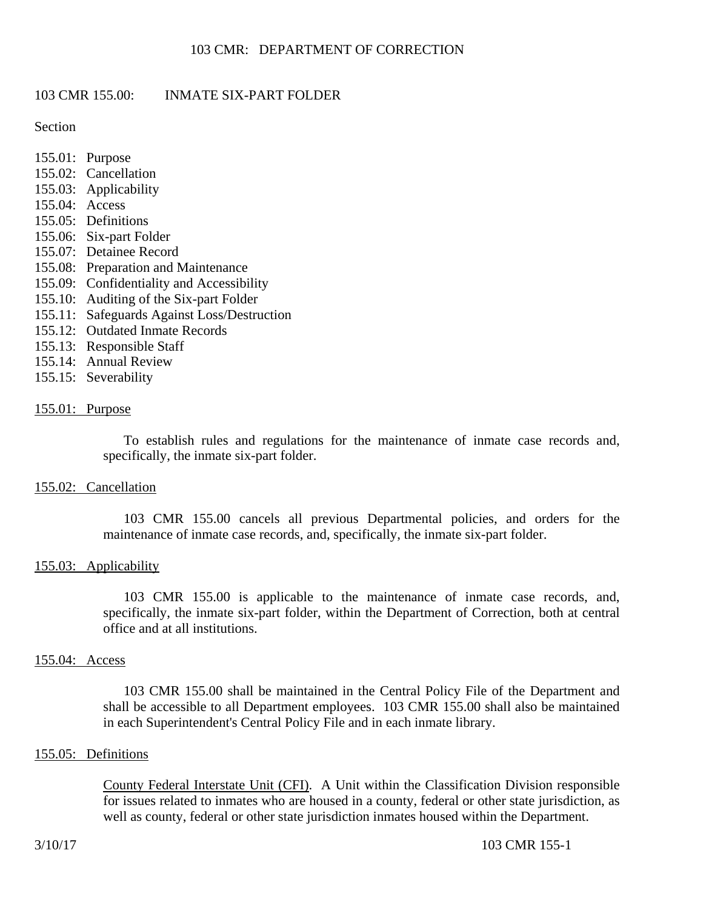# 103 CMR: DEPARTMENT OF CORRECTION

## 103 CMR 155.00: INMATE SIX-PART FOLDER

Section

155.01: Purpose
155.02: Cancellation
155.03: Applicability
155.04: Access
155.05: Definitions
155.06: Six-part Folder
155.07: Detainee Record
155.08: Preparation and Maintenance
155.09: Confidentiality and Accessibility
155.10: Auditing of the Six-part Folder
155.11: Safeguards Against Loss/Destruction
155.12: Outdated Inmate Records
155.13: Responsible Staff
155.14: Annual Review
155.15: Severability

### 155.01: Purpose

To establish rules and regulations for the maintenance of inmate case records and, specifically, the inmate six-part folder.

### 155.02: Cancellation

103 CMR 155.00 cancels all previous Departmental policies, and orders for the maintenance of inmate case records, and, specifically, the inmate six-part folder.

### 155.03: Applicability

103 CMR 155.00 is applicable to the maintenance of inmate case records, and, specifically, the inmate six-part folder, within the Department of Correction, both at central office and at all institutions.

### 155.04: Access

103 CMR 155.00 shall be maintained in the Central Policy File of the Department and shall be accessible to all Department employees. 103 CMR 155.00 shall also be maintained in each Superintendent's Central Policy File and in each inmate library.

### 155.05: Definitions

County Federal Interstate Unit (CFI). A Unit within the Classification Division responsible for issues related to inmates who are housed in a county, federal or other state jurisdiction, as well as county, federal or other state jurisdiction inmates housed within the Department.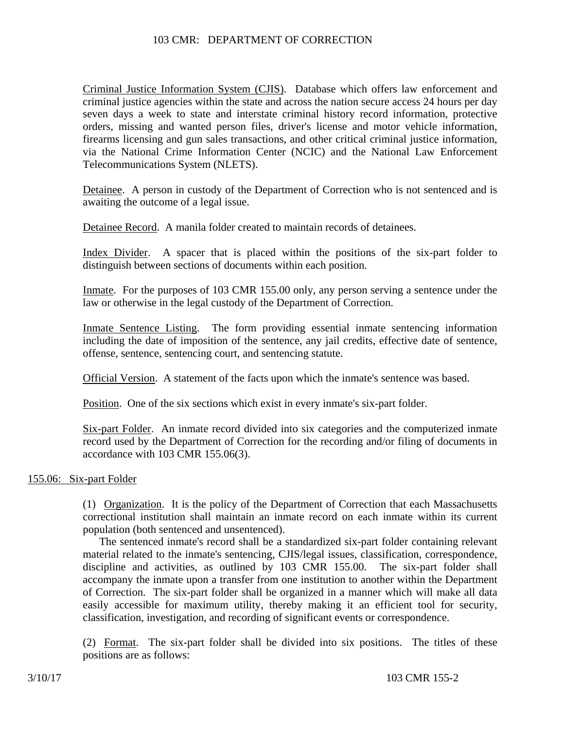Criminal Justice Information System (CJIS). Database which offers law enforcement and criminal justice agencies within the state and across the nation secure access 24 hours per day seven days a week to state and interstate criminal history record information, protective orders, missing and wanted person files, driver's license and motor vehicle information, firearms licensing and gun sales transactions, and other critical criminal justice information, via the National Crime Information Center (NCIC) and the National Law Enforcement Telecommunications System (NLETS).

Detainee. A person in custody of the Department of Correction who is not sentenced and is awaiting the outcome of a legal issue.

Detainee Record. A manila folder created to maintain records of detainees.

Index Divider. A spacer that is placed within the positions of the six-part folder to distinguish between sections of documents within each position.

Inmate. For the purposes of 103 CMR 155.00 only, any person serving a sentence under the law or otherwise in the legal custody of the Department of Correction.

Inmate Sentence Listing. The form providing essential inmate sentencing information including the date of imposition of the sentence, any jail credits, effective date of sentence, offense, sentence, sentencing court, and sentencing statute.

Official Version. A statement of the facts upon which the inmate's sentence was based.

Position. One of the six sections which exist in every inmate's six-part folder.

Six-part Folder. An inmate record divided into six categories and the computerized inmate record used by the Department of Correction for the recording and/or filing of documents in accordance with 103 CMR 155.06(3).

## 155.06: Six-part Folder

(1) Organization. It is the policy of the Department of Correction that each Massachusetts correctional institution shall maintain an inmate record on each inmate within its current population (both sentenced and unsentenced).

The sentenced inmate's record shall be a standardized six-part folder containing relevant material related to the inmate's sentencing, CJIS/legal issues, classification, correspondence, discipline and activities, as outlined by 103 CMR 155.00. The six-part folder shall accompany the inmate upon a transfer from one institution to another within the Department of Correction. The six-part folder shall be organized in a manner which will make all data easily accessible for maximum utility, thereby making it an efficient tool for security, classification, investigation, and recording of significant events or correspondence.

(2) Format. The six-part folder shall be divided into six positions. The titles of these positions are as follows: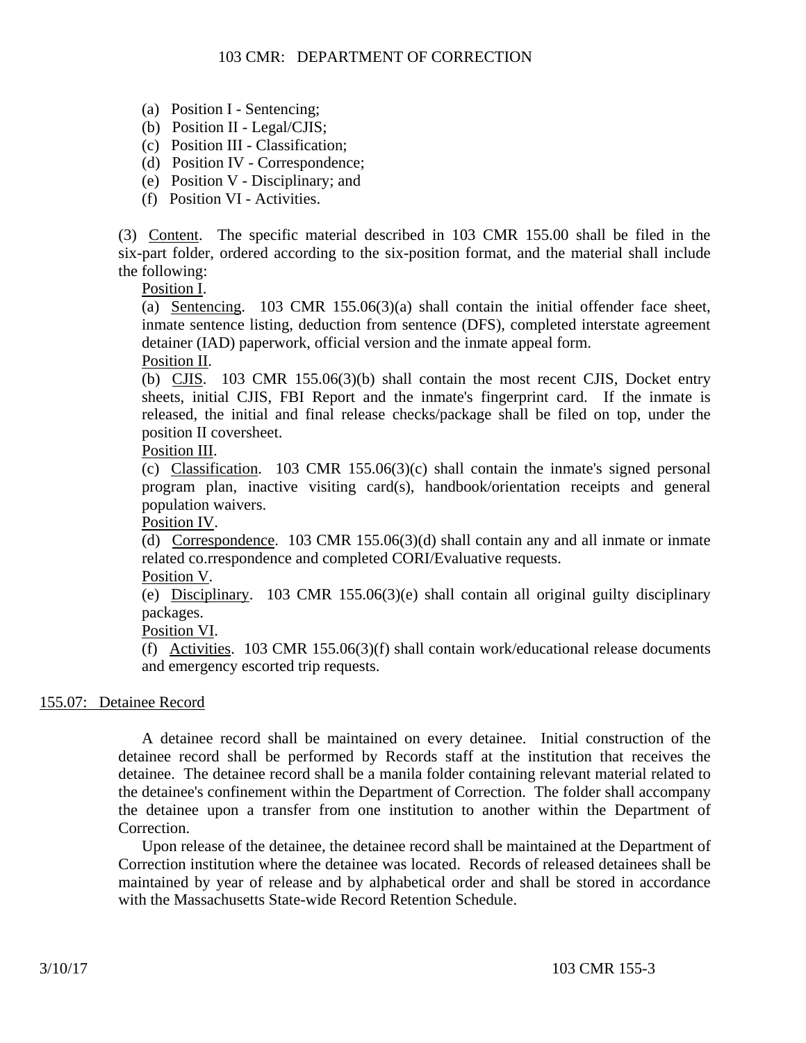(a) Position I - Sentencing;
(b) Position II - Legal/CJIS;
(c) Position III - Classification;
(d) Position IV - Correspondence;
(e) Position V - Disciplinary; and
(f) Position VI - Activities.

(3) Content. The specific material described in 103 CMR 155.00 shall be filed in the six-part folder, ordered according to the six-position format, and the material shall include the following:

Position I.

(a) Sentencing. 103 CMR 155.06(3)(a) shall contain the initial offender face sheet, inmate sentence listing, deduction from sentence (DFS), completed interstate agreement detainer (IAD) paperwork, official version and the inmate appeal form.

Position II.

(b) CJIS. 103 CMR 155.06(3)(b) shall contain the most recent CJIS, Docket entry sheets, initial CJIS, FBI Report and the inmate's fingerprint card. If the inmate is released, the initial and final release checks/package shall be filed on top, under the position II coversheet.

Position III.

(c) Classification. 103 CMR 155.06(3)(c) shall contain the inmate's signed personal program plan, inactive visiting card(s), handbook/orientation receipts and general population waivers.

Position IV.

(d) Correspondence. 103 CMR 155.06(3)(d) shall contain any and all inmate or inmate related co.rrespondence and completed CORI/Evaluative requests.

Position V.

(e) Disciplinary. 103 CMR 155.06(3)(e) shall contain all original guilty disciplinary packages.

Position VI.

(f) Activities. 103 CMR 155.06(3)(f) shall contain work/educational release documents and emergency escorted trip requests.

## 155.07: Detainee Record

A detainee record shall be maintained on every detainee. Initial construction of the detainee record shall be performed by Records staff at the institution that receives the detainee. The detainee record shall be a manila folder containing relevant material related to the detainee's confinement within the Department of Correction. The folder shall accompany the detainee upon a transfer from one institution to another within the Department of Correction.

Upon release of the detainee, the detainee record shall be maintained at the Department of Correction institution where the detainee was located. Records of released detainees shall be maintained by year of release and by alphabetical order and shall be stored in accordance with the Massachusetts State-wide Record Retention Schedule.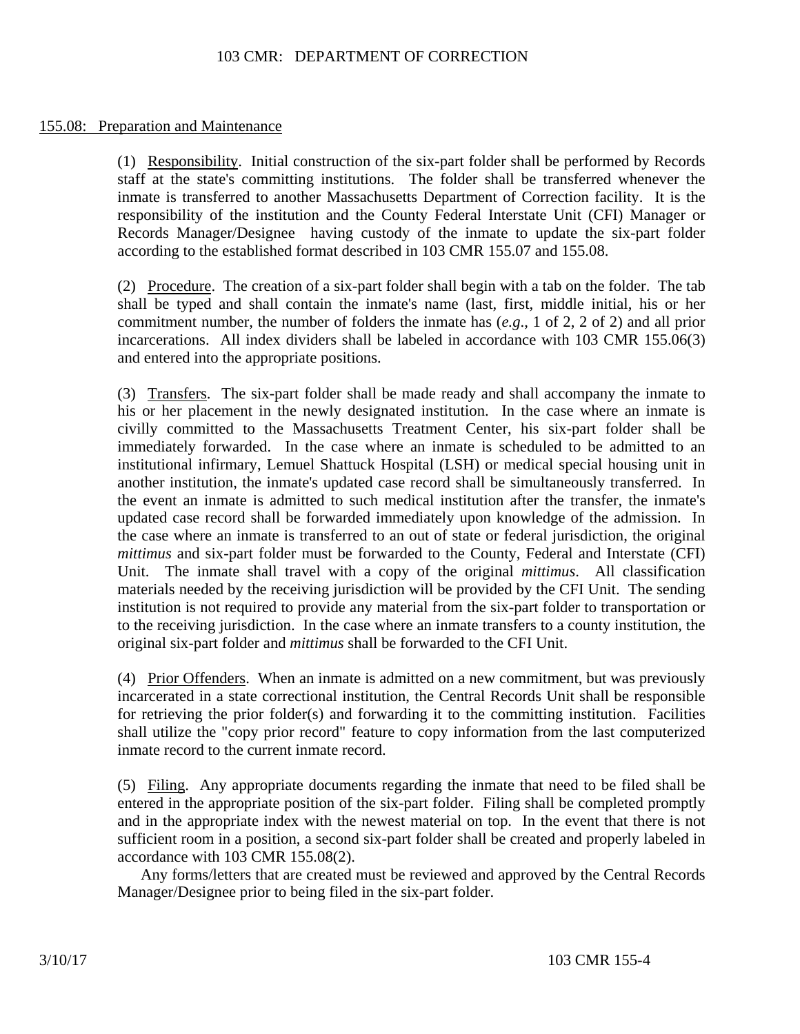## 155.08: Preparation and Maintenance

(1) Responsibility. Initial construction of the six-part folder shall be performed by Records staff at the state's committing institutions. The folder shall be transferred whenever the inmate is transferred to another Massachusetts Department of Correction facility. It is the responsibility of the institution and the County Federal Interstate Unit (CFI) Manager or Records Manager/Designee having custody of the inmate to update the six-part folder according to the established format described in 103 CMR 155.07 and 155.08.

(2) Procedure. The creation of a six-part folder shall begin with a tab on the folder. The tab shall be typed and shall contain the inmate's name (last, first, middle initial, his or her commitment number, the number of folders the inmate has (*e.g*., 1 of 2, 2 of 2) and all prior incarcerations. All index dividers shall be labeled in accordance with 103 CMR 155.06(3) and entered into the appropriate positions.

(3) Transfers. The six-part folder shall be made ready and shall accompany the inmate to his or her placement in the newly designated institution. In the case where an inmate is civilly committed to the Massachusetts Treatment Center, his six-part folder shall be immediately forwarded. In the case where an inmate is scheduled to be admitted to an institutional infirmary, Lemuel Shattuck Hospital (LSH) or medical special housing unit in another institution, the inmate's updated case record shall be simultaneously transferred. In the event an inmate is admitted to such medical institution after the transfer, the inmate's updated case record shall be forwarded immediately upon knowledge of the admission. In the case where an inmate is transferred to an out of state or federal jurisdiction, the original *mittimus* and six-part folder must be forwarded to the County, Federal and Interstate (CFI) Unit. The inmate shall travel with a copy of the original *mittimus*. All classification materials needed by the receiving jurisdiction will be provided by the CFI Unit. The sending institution is not required to provide any material from the six-part folder to transportation or to the receiving jurisdiction. In the case where an inmate transfers to a county institution, the original six-part folder and *mittimus* shall be forwarded to the CFI Unit.

(4) Prior Offenders. When an inmate is admitted on a new commitment, but was previously incarcerated in a state correctional institution, the Central Records Unit shall be responsible for retrieving the prior folder(s) and forwarding it to the committing institution. Facilities shall utilize the "copy prior record" feature to copy information from the last computerized inmate record to the current inmate record.

(5) Filing. Any appropriate documents regarding the inmate that need to be filed shall be entered in the appropriate position of the six-part folder. Filing shall be completed promptly and in the appropriate index with the newest material on top. In the event that there is not sufficient room in a position, a second six-part folder shall be created and properly labeled in accordance with 103 CMR 155.08(2).

Any forms/letters that are created must be reviewed and approved by the Central Records Manager/Designee prior to being filed in the six-part folder.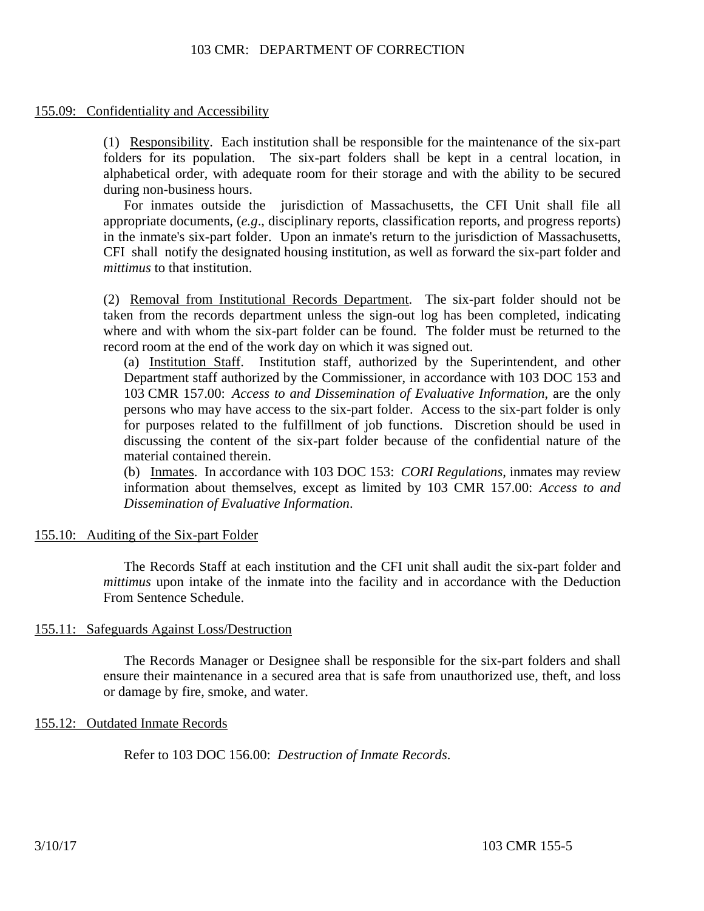155.09: Confidentiality and Accessibility

(1) Responsibility. Each institution shall be responsible for the maintenance of the six-part folders for its population. The six-part folders shall be kept in a central location, in alphabetical order, with adequate room for their storage and with the ability to be secured during non-business hours.

For inmates outside the jurisdiction of Massachusetts, the CFI Unit shall file all appropriate documents, (*e.g*., disciplinary reports, classification reports, and progress reports) in the inmate's six-part folder. Upon an inmate's return to the jurisdiction of Massachusetts, CFI shall notify the designated housing institution, as well as forward the six-part folder and *mittimus* to that institution.

(2) Removal from Institutional Records Department. The six-part folder should not be taken from the records department unless the sign-out log has been completed, indicating where and with whom the six-part folder can be found. The folder must be returned to the record room at the end of the work day on which it was signed out.

(a) Institution Staff. Institution staff, authorized by the Superintendent, and other Department staff authorized by the Commissioner, in accordance with 103 DOC 153 and 103 CMR 157.00: *Access to and Dissemination of Evaluative Information*, are the only persons who may have access to the six-part folder. Access to the six-part folder is only for purposes related to the fulfillment of job functions. Discretion should be used in discussing the content of the six-part folder because of the confidential nature of the material contained therein.

(b) Inmates. In accordance with 103 DOC 153: *CORI Regulations*, inmates may review information about themselves, except as limited by 103 CMR 157.00: *Access to and Dissemination of Evaluative Information*.

155.10: Auditing of the Six-part Folder

The Records Staff at each institution and the CFI unit shall audit the six-part folder and *mittimus* upon intake of the inmate into the facility and in accordance with the Deduction From Sentence Schedule.

155.11: Safeguards Against Loss/Destruction

The Records Manager or Designee shall be responsible for the six-part folders and shall ensure their maintenance in a secured area that is safe from unauthorized use, theft, and loss or damage by fire, smoke, and water.

155.12: Outdated Inmate Records

Refer to 103 DOC 156.00: *Destruction of Inmate Records*.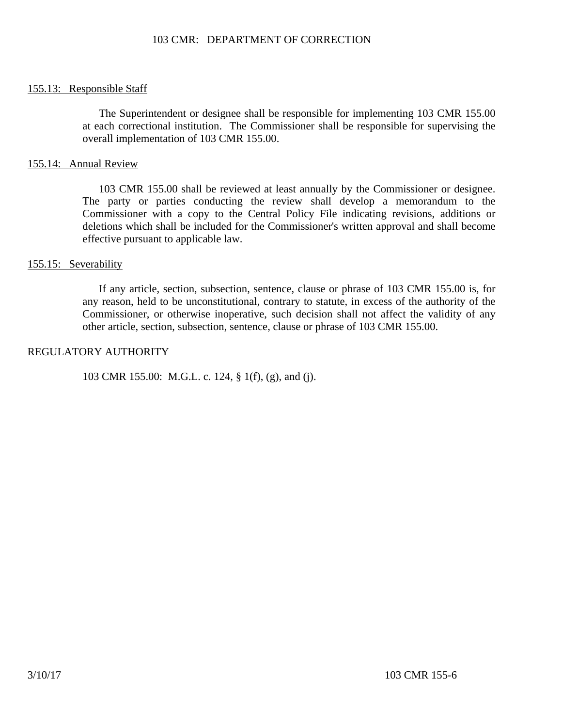155.13: Responsible Staff

The Superintendent or designee shall be responsible for implementing 103 CMR 155.00 at each correctional institution. The Commissioner shall be responsible for supervising the overall implementation of 103 CMR 155.00.

155.14: Annual Review

103 CMR 155.00 shall be reviewed at least annually by the Commissioner or designee. The party or parties conducting the review shall develop a memorandum to the Commissioner with a copy to the Central Policy File indicating revisions, additions or deletions which shall be included for the Commissioner's written approval and shall become effective pursuant to applicable law.

155.15: Severability

If any article, section, subsection, sentence, clause or phrase of 103 CMR 155.00 is, for any reason, held to be unconstitutional, contrary to statute, in excess of the authority of the Commissioner, or otherwise inoperative, such decision shall not affect the validity of any other article, section, subsection, sentence, clause or phrase of 103 CMR 155.00.

REGULATORY AUTHORITY

103 CMR 155.00: M.G.L. c. 124, § 1(f), (g), and (j).